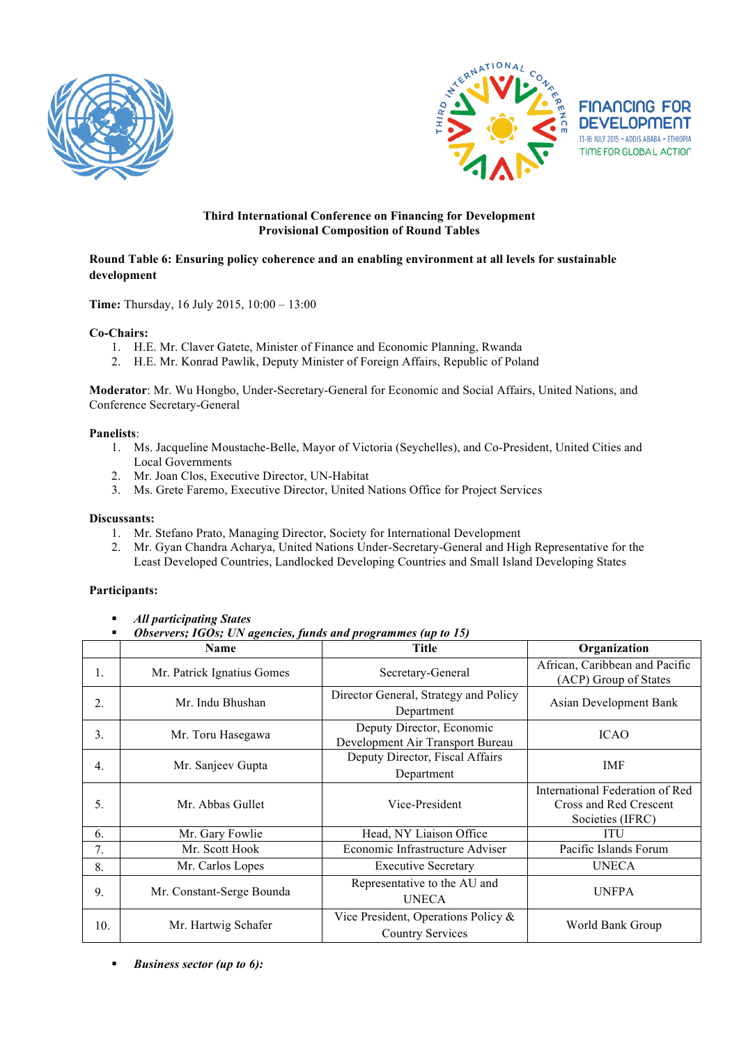**Third International Conference on Financing for Development**
**Provisional Composition of Round Tables**

**Round Table 6: Ensuring policy coherence and an enabling environment at all levels for sustainable development**

**Time:** Thursday, 16 July 2015, 10:00 – 13:00

**Co-Chairs:**

1. H.E. Mr. Claver Gatete, Minister of Finance and Economic Planning, Rwanda
2. H.E. Mr. Konrad Pawlik, Deputy Minister of Foreign Affairs, Republic of Poland

**Moderator**: Mr. Wu Hongbo, Under-Secretary-General for Economic and Social Affairs, United Nations, and Conference Secretary-General

**Panelists**:

1. Ms. Jacqueline Moustache-Belle, Mayor of Victoria (Seychelles), and Co-President, United Cities and Local Governments
2. Mr. Joan Clos, Executive Director, UN-Habitat
3. Ms. Grete Faremo, Executive Director, United Nations Office for Project Services

**Discussants:**

1. Mr. Stefano Prato, Managing Director, Society for International Development
2. Mr. Gyan Chandra Acharya, United Nations Under-Secretary-General and High Representative for the Least Developed Countries, Landlocked Developing Countries and Small Island Developing States

**Participants:**

- ***All participating States***
- ***Observers; IGOs; UN agencies, funds and programmes (up to 15)***

| | Name | Title | Organization |
|---|---|---|---|
| 1. | Mr. Patrick Ignatius Gomes | Secretary-General | African, Caribbean and Pacific (ACP) Group of States |
| 2. | Mr. Indu Bhushan | Director General, Strategy and Policy Department | Asian Development Bank |
| 3. | Mr. Toru Hasegawa | Deputy Director, Economic Development Air Transport Bureau | ICAO |
| 4. | Mr. Sanjeev Gupta | Deputy Director, Fiscal Affairs Department | IMF |
| 5. | Mr. Abbas Gullet | Vice-President | International Federation of Red Cross and Red Crescent Societies (IFRC) |
| 6. | Mr. Gary Fowlie | Head, NY Liaison Office | ITU |
| 7. | Mr. Scott Hook | Economic Infrastructure Adviser | Pacific Islands Forum |
| 8. | Mr. Carlos Lopes | Executive Secretary | UNECA |
| 9. | Mr. Constant-Serge Bounda | Representative to the AU and UNECA | UNFPA |
| 10. | Mr. Hartwig Schafer | Vice President, Operations Policy & Country Services | World Bank Group |

- ***Business sector (up to 6):***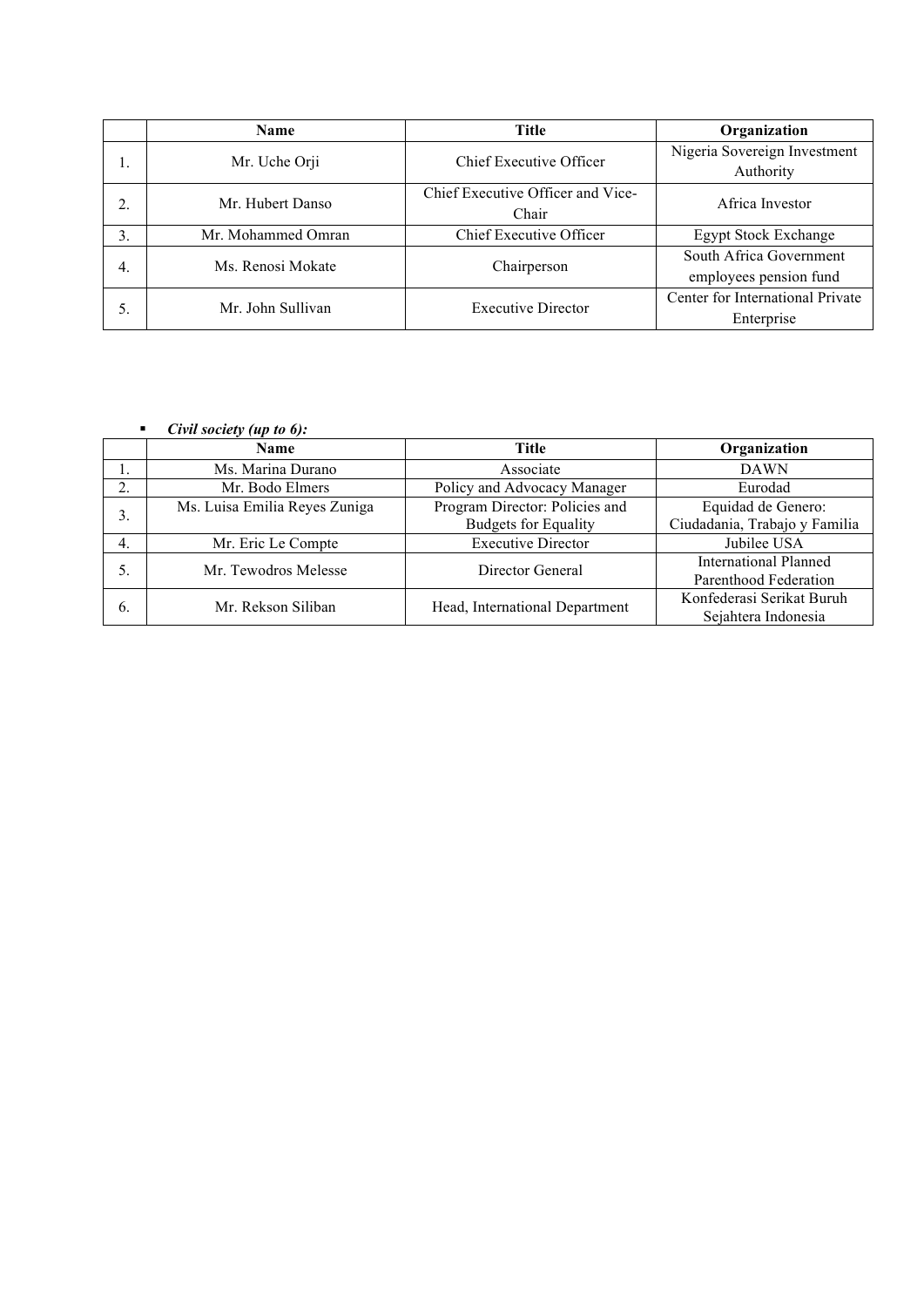| | Name | Title | Organization |
|---|---|---|---|
| 1. | Mr. Uche Orji | Chief Executive Officer | Nigeria Sovereign Investment Authority |
| 2. | Mr. Hubert Danso | Chief Executive Officer and Vice-Chair | Africa Investor |
| 3. | Mr. Mohammed Omran | Chief Executive Officer | Egypt Stock Exchange |
| 4. | Ms. Renosi Mokate | Chairperson | South Africa Government employees pension fund |
| 5. | Mr. John Sullivan | Executive Director | Center for International Private Enterprise |

- ***Civil society (up to 6):***

| | Name | Title | Organization |
|---|---|---|---|
| 1. | Ms. Marina Durano | Associate | DAWN |
| 2. | Mr. Bodo Elmers | Policy and Advocacy Manager | Eurodad |
| 3. | Ms. Luisa Emilia Reyes Zuniga | Program Director: Policies and Budgets for Equality | Equidad de Genero: Ciudadania, Trabajo y Familia |
| 4. | Mr. Eric Le Compte | Executive Director | Jubilee USA |
| 5. | Mr. Tewodros Melesse | Director General | International Planned Parenthood Federation |
| 6. | Mr. Rekson Siliban | Head, International Department | Konfederasi Serikat Buruh Sejahtera Indonesia |